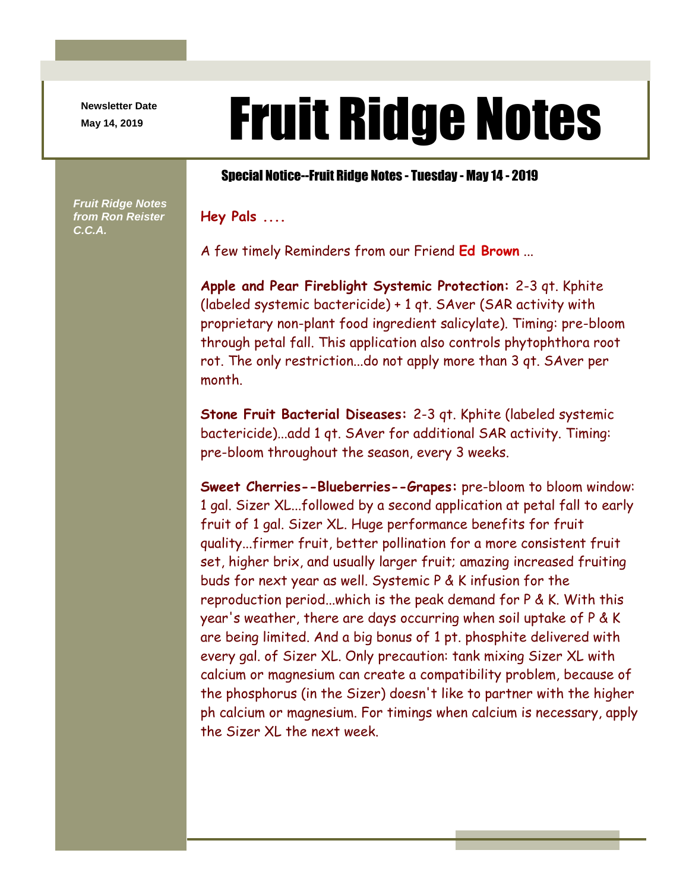Newsletter Date
May 14, 2019

# Fruit Ridge Notes

## Special Notice--Fruit Ridge Notes - Tuesday - May 14 - 2019

*Fruit Ridge Notes from Ron Reister C.C.A.*

**Hey Pals ....**

A few timely Reminders from our Friend **Ed Brown** ...

**Apple and Pear Fireblight Systemic Protection:** 2-3 qt. Kphite (labeled systemic bactericide) + 1 qt. SAver (SAR activity with proprietary non-plant food ingredient salicylate). Timing: pre-bloom through petal fall. This application also controls phytophthora root rot. The only restriction...do not apply more than 3 qt. SAver per month.

**Stone Fruit Bacterial Diseases:** 2-3 qt. Kphite (labeled systemic bactericide)...add 1 qt. SAver for additional SAR activity. Timing: pre-bloom throughout the season, every 3 weeks.

**Sweet Cherries--Blueberries--Grapes:** pre-bloom to bloom window: 1 gal. Sizer XL...followed by a second application at petal fall to early fruit of 1 gal. Sizer XL. Huge performance benefits for fruit quality...firmer fruit, better pollination for a more consistent fruit set, higher brix, and usually larger fruit; amazing increased fruiting buds for next year as well. Systemic P & K infusion for the reproduction period...which is the peak demand for P & K. With this year's weather, there are days occurring when soil uptake of P & K are being limited. And a big bonus of 1 pt. phosphite delivered with every gal. of Sizer XL. Only precaution: tank mixing Sizer XL with calcium or magnesium can create a compatibility problem, because of the phosphorus (in the Sizer) doesn't like to partner with the higher ph calcium or magnesium. For timings when calcium is necessary, apply the Sizer XL the next week.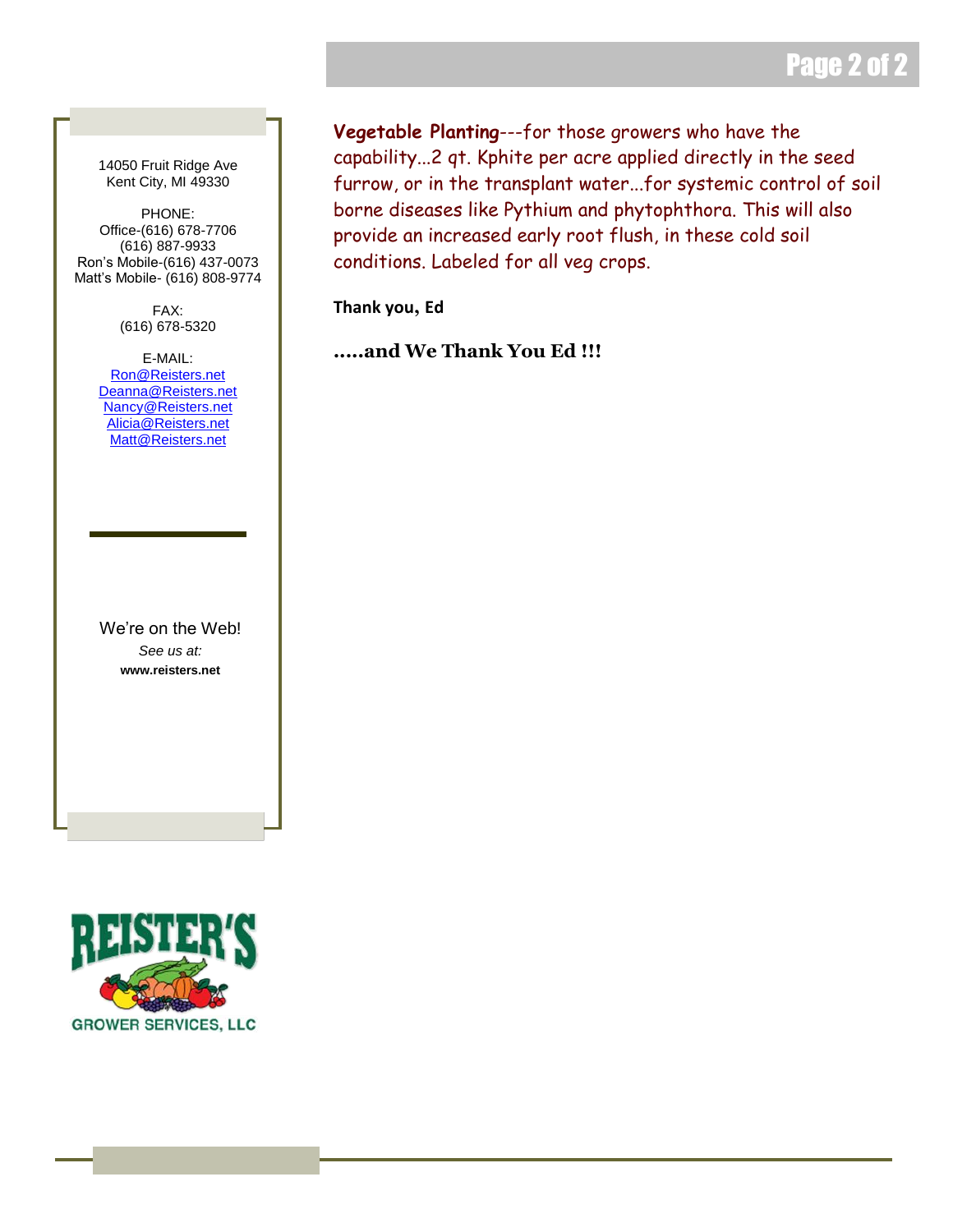**Vegetable Planting**---for those growers who have the capability...2 qt. Kphite per acre applied directly in the seed furrow, or in the transplant water...for systemic control of soil borne diseases like Pythium and phytophthora. This will also provide an increased early root flush, in these cold soil conditions. Labeled for all veg crops.

**Thank you, Ed**

**.....and We Thank You Ed !!!**

14050 Fruit Ridge Ave
Kent City, MI 49330

PHONE:
Office-(616) 678-7706
(616) 887-9933
Ron's Mobile-(616) 437-0073
Matt's Mobile- (616) 808-9774

FAX:
(616) 678-5320

E-MAIL:
Ron@Reisters.net
Deanna@Reisters.net
Nancy@Reisters.net
Alicia@Reisters.net
Matt@Reisters.net

We're on the Web!
*See us at:*
**www.reisters.net**

REISTER'S
GROWER SERVICES, LLC